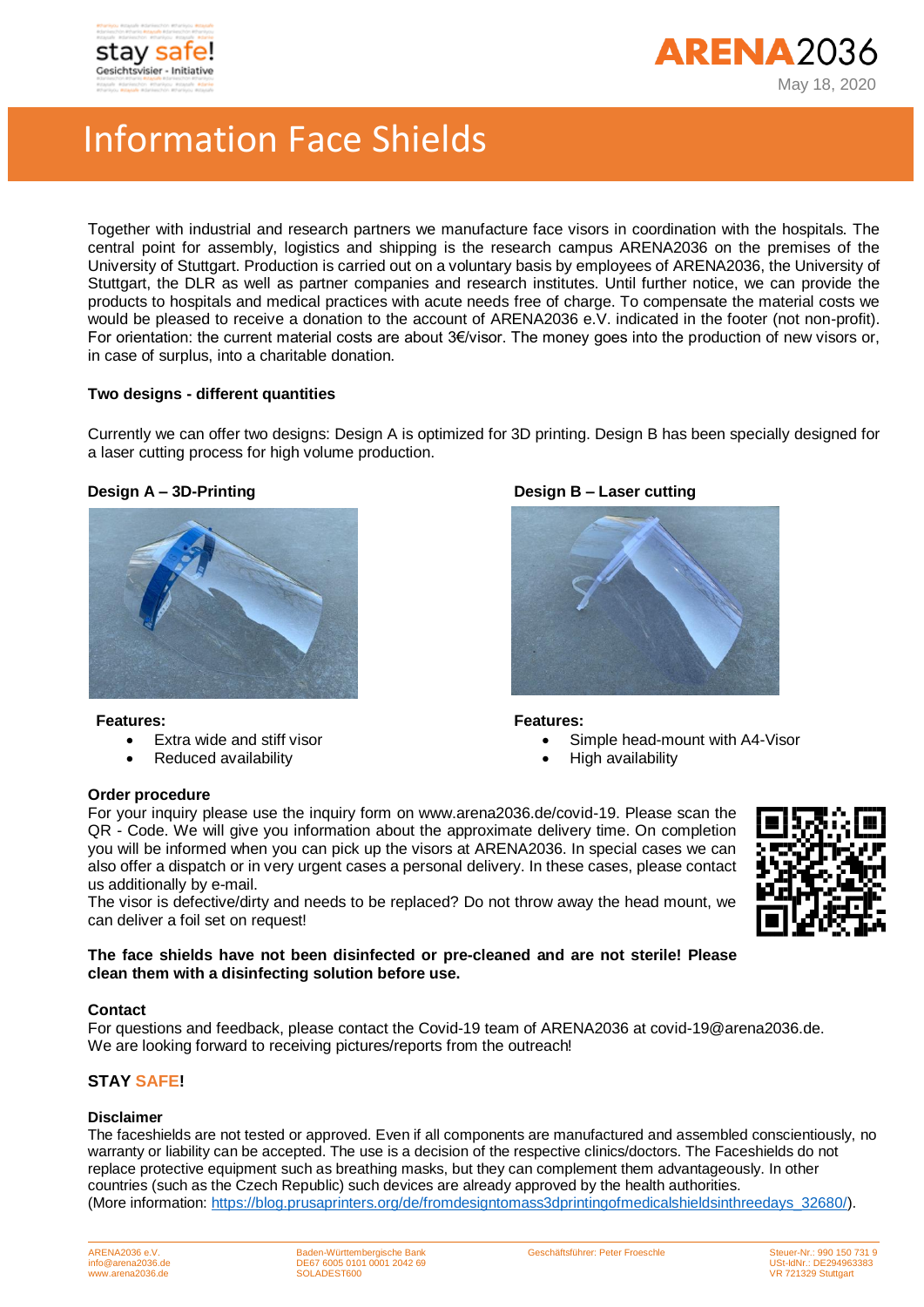stay safe!
Gesichtsvisier - Initiative

ARENA2036

May 18, 2020

# Information Face Shields

Together with industrial and research partners we manufacture face visors in coordination with the hospitals. The central point for assembly, logistics and shipping is the research campus ARENA2036 on the premises of the University of Stuttgart. Production is carried out on a voluntary basis by employees of ARENA2036, the University of Stuttgart, the DLR as well as partner companies and research institutes. Until further notice, we can provide the products to hospitals and medical practices with acute needs free of charge. To compensate the material costs we would be pleased to receive a donation to the account of ARENA2036 e.V. indicated in the footer (not non-profit). For orientation: the current material costs are about 3€/visor. The money goes into the production of new visors or, in case of surplus, into a charitable donation.

**Two designs - different quantities**

Currently we can offer two designs: Design A is optimized for 3D printing. Design B has been specially designed for a laser cutting process for high volume production.

**Design A – 3D-Printing**

**Features:**

- Extra wide and stiff visor
- Reduced availability

**Design B – Laser cutting**

**Features:**

- Simple head-mount with A4-Visor
- High availability

**Order procedure**

For your inquiry please use the inquiry form on www.arena2036.de/covid-19. Please scan the QR - Code. We will give you information about the approximate delivery time. On completion you will be informed when you can pick up the visors at ARENA2036. In special cases we can also offer a dispatch or in very urgent cases a personal delivery. In these cases, please contact us additionally by e-mail.
The visor is defective/dirty and needs to be replaced? Do not throw away the head mount, we can deliver a foil set on request!

**The face shields have not been disinfected or pre-cleaned and are not sterile! Please clean them with a disinfecting solution before use.**

**Contact**

For questions and feedback, please contact the Covid-19 team of ARENA2036 at covid-19@arena2036.de.
We are looking forward to receiving pictures/reports from the outreach!

**STAY SAFE!**

**Disclaimer**

The faceshields are not tested or approved. Even if all components are manufactured and assembled conscientiously, no warranty or liability can be accepted. The use is a decision of the respective clinics/doctors. The Faceshields do not replace protective equipment such as breathing masks, but they can complement them advantageously. In other countries (such as the Czech Republic) such devices are already approved by the health authorities.
(More information: https://blog.prusaprinters.org/de/fromdesigntomass3dprintingofmedicalshieldsinthreedays_32680/).

ARENA2036 e.V.
info@arena2036.de
www.arena2036.de

Baden-Württembergische Bank
DE67 6005 0101 0001 2042 69
SOLADEST600

Geschäftsführer: Peter Froeschle

Steuer-Nr.: 990 150 731 9
USt-IdNr.: DE294963383
VR 721329 Stuttgart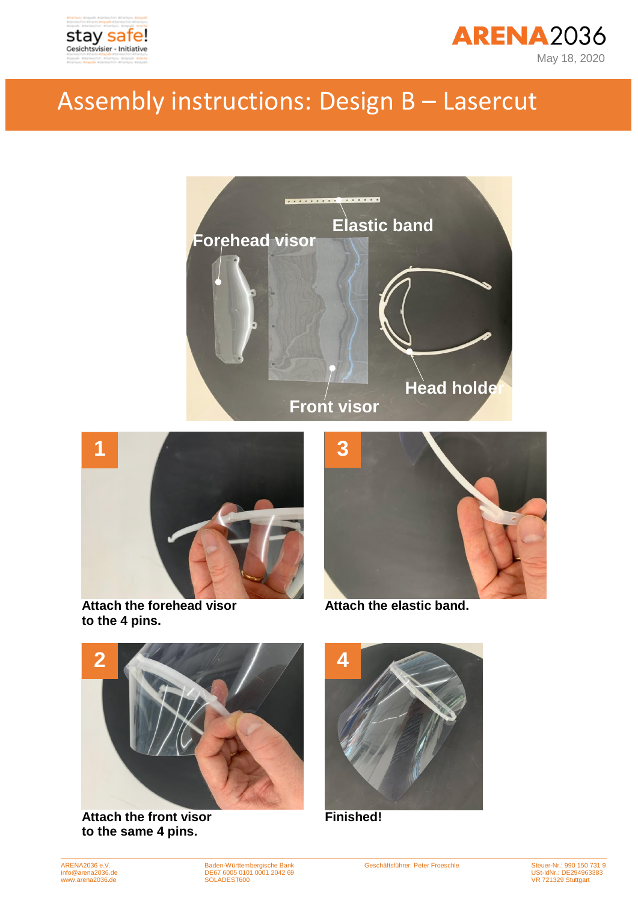May 18, 2020

# Assembly instructions: Design B – Lasercut

Forehead visor

Elastic band

Head holder

Front visor

1

**Attach the forehead visor to the 4 pins.**

2

**Attach the front visor to the same 4 pins.**

3

**Attach the elastic band.**

4

**Finished!**

ARENA2036 e.V.
info@arena2036.de
www.arena2036.de

Baden-Württembergische Bank
DE67 6005 0101 0001 2042 69
SOLADEST600

Geschäftsführer: Peter Froeschle

Steuer-Nr.: 990 150 731 9
USt-IdNr.: DE294963383
VR 721329 Stuttgart